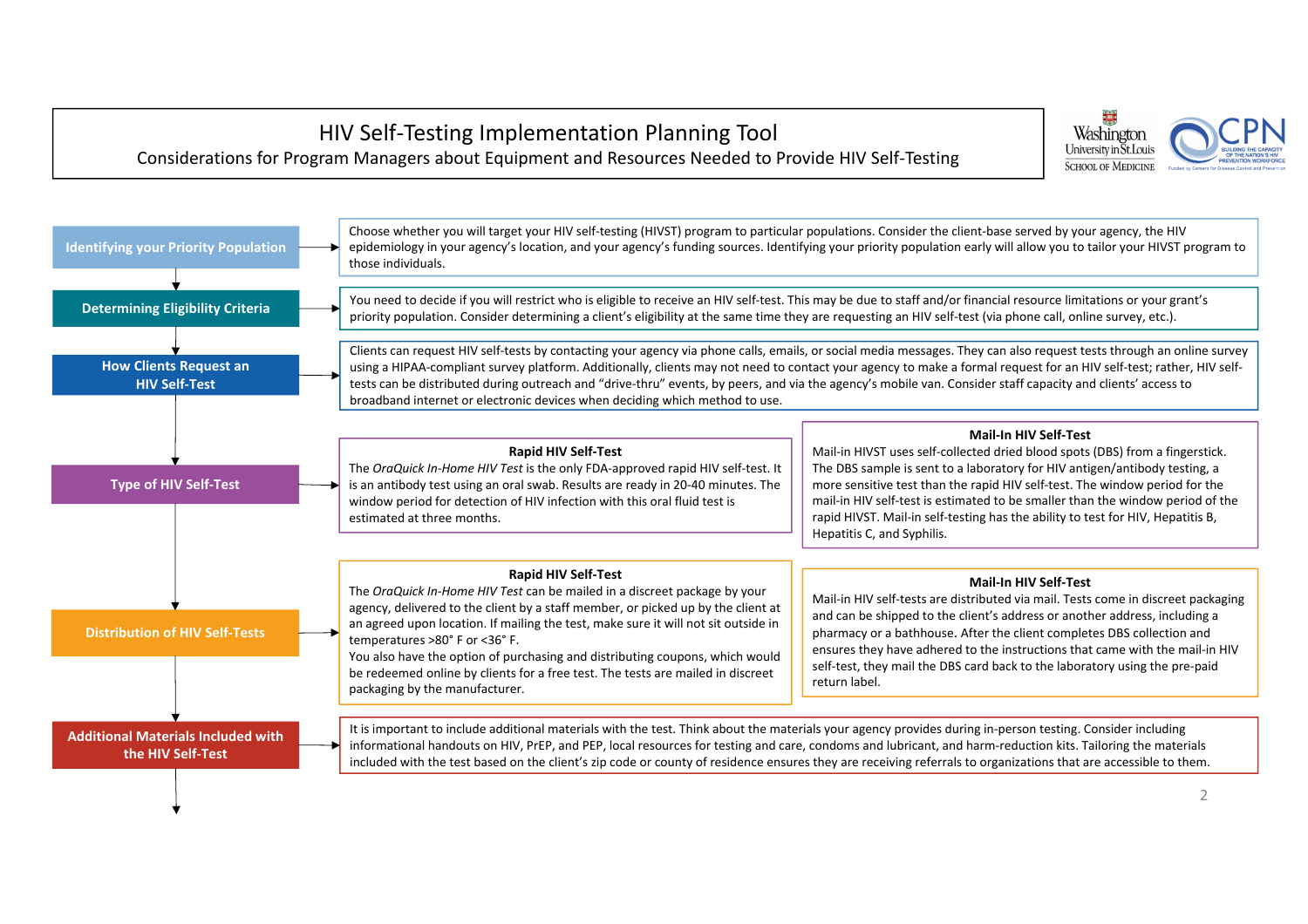# HIV Self-Testing Implementation Planning Tool

## Considerations for Program Managers about Equipment and Resources Needed to Provide HIV Self-Testing

### Identifying your Priority Population

Choose whether you will target your HIV self-testing (HIVST) program to particular populations. Consider the client-base served by your agency, the HIV epidemiology in your agency's location, and your agency's funding sources. Identifying your priority population early will allow you to tailor your HIVST program to those individuals.

### Determining Eligibility Criteria

You need to decide if you will restrict who is eligible to receive an HIV self-test. This may be due to staff and/or financial resource limitations or your grant's priority population. Consider determining a client's eligibility at the same time they are requesting an HIV self-test (via phone call, online survey, etc.).

### How Clients Request an HIV Self-Test

Clients can request HIV self-tests by contacting your agency via phone calls, emails, or social media messages. They can also request tests through an online survey using a HIPAA-compliant survey platform. Additionally, clients may not need to contact your agency to make a formal request for an HIV self-test; rather, HIV self-tests can be distributed during outreach and "drive-thru" events, by peers, and via the agency's mobile van. Consider staff capacity and clients' access to broadband internet or electronic devices when deciding which method to use.

### Type of HIV Self-Test

**Rapid HIV Self-Test**

The *OraQuick In-Home HIV Test* is the only FDA-approved rapid HIV self-test. It is an antibody test using an oral swab. Results are ready in 20-40 minutes. The window period for detection of HIV infection with this oral fluid test is estimated at three months.

**Mail-In HIV Self-Test**

Mail-in HIVST uses self-collected dried blood spots (DBS) from a fingerstick. The DBS sample is sent to a laboratory for HIV antigen/antibody testing, a more sensitive test than the rapid HIV self-test. The window period for the mail-in HIV self-test is estimated to be smaller than the window period of the rapid HIVST. Mail-in self-testing has the ability to test for HIV, Hepatitis B, Hepatitis C, and Syphilis.

### Distribution of HIV Self-Tests

**Rapid HIV Self-Test**

The *OraQuick In-Home HIV Test* can be mailed in a discreet package by your agency, delivered to the client by a staff member, or picked up by the client at an agreed upon location. If mailing the test, make sure it will not sit outside in temperatures >80° F or <36° F.

You also have the option of purchasing and distributing coupons, which would be redeemed online by clients for a free test. The tests are mailed in discreet packaging by the manufacturer.

**Mail-In HIV Self-Test**

Mail-in HIV self-tests are distributed via mail. Tests come in discreet packaging and can be shipped to the client's address or another address, including a pharmacy or a bathhouse. After the client completes DBS collection and ensures they have adhered to the instructions that came with the mail-in HIV self-test, they mail the DBS card back to the laboratory using the pre-paid return label.

### Additional Materials Included with the HIV Self-Test

It is important to include additional materials with the test. Think about the materials your agency provides during in-person testing. Consider including informational handouts on HIV, PrEP, and PEP, local resources for testing and care, condoms and lubricant, and harm-reduction kits. Tailoring the materials included with the test based on the client's zip code or county of residence ensures they are receiving referrals to organizations that are accessible to them.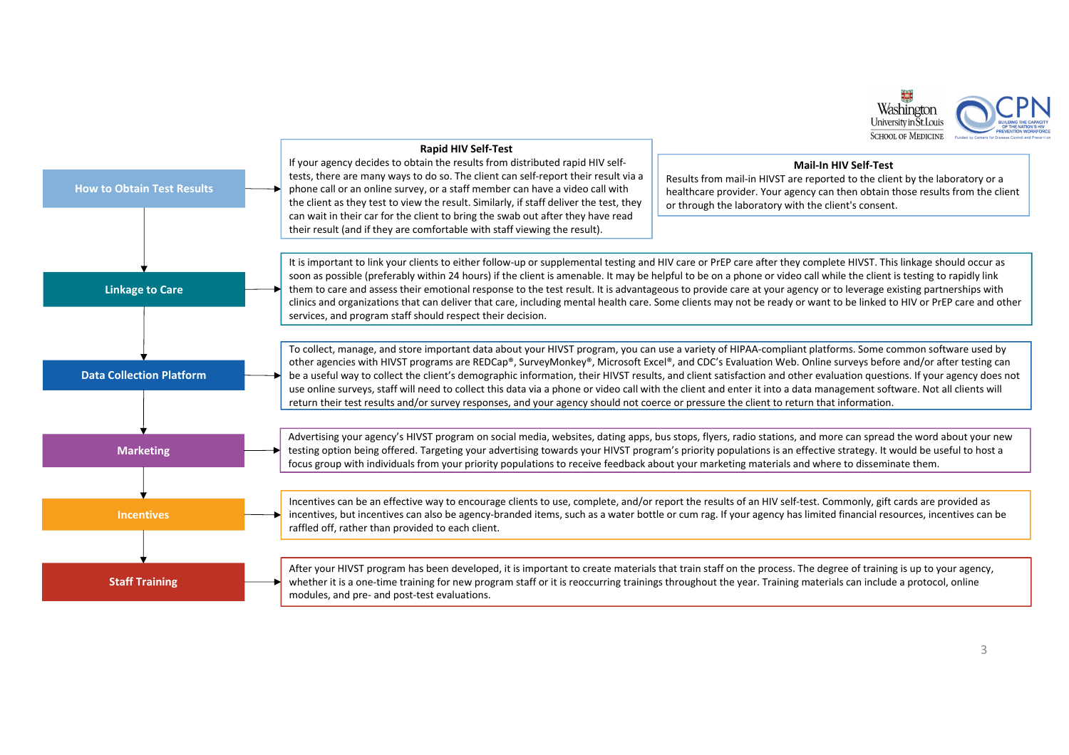## How to Obtain Test Results

**Rapid HIV Self-Test**

If your agency decides to obtain the results from distributed rapid HIV self-tests, there are many ways to do so. The client can self-report their result via a phone call or an online survey, or a staff member can have a video call with the client as they test to view the result. Similarly, if staff deliver the test, they can wait in their car for the client to bring the swab out after they have read their result (and if they are comfortable with staff viewing the result).

**Mail-In HIV Self-Test**

Results from mail-in HIVST are reported to the client by the laboratory or a healthcare provider. Your agency can then obtain those results from the client or through the laboratory with the client's consent.

## Linkage to Care

It is important to link your clients to either follow-up or supplemental testing and HIV care or PrEP care after they complete HIVST. This linkage should occur as soon as possible (preferably within 24 hours) if the client is amenable. It may be helpful to be on a phone or video call while the client is testing to rapidly link them to care and assess their emotional response to the test result. It is advantageous to provide care at your agency or to leverage existing partnerships with clinics and organizations that can deliver that care, including mental health care. Some clients may not be ready or want to be linked to HIV or PrEP care and other services, and program staff should respect their decision.

## Data Collection Platform

To collect, manage, and store important data about your HIVST program, you can use a variety of HIPAA-compliant platforms. Some common software used by other agencies with HIVST programs are REDCap®, SurveyMonkey®, Microsoft Excel®, and CDC's Evaluation Web. Online surveys before and/or after testing can be a useful way to collect the client's demographic information, their HIVST results, and client satisfaction and other evaluation questions. If your agency does not use online surveys, staff will need to collect this data via a phone or video call with the client and enter it into a data management software. Not all clients will return their test results and/or survey responses, and your agency should not coerce or pressure the client to return that information.

## Marketing

Advertising your agency's HIVST program on social media, websites, dating apps, bus stops, flyers, radio stations, and more can spread the word about your new testing option being offered. Targeting your advertising towards your HIVST program's priority populations is an effective strategy. It would be useful to host a focus group with individuals from your priority populations to receive feedback about your marketing materials and where to disseminate them.

## Incentives

Incentives can be an effective way to encourage clients to use, complete, and/or report the results of an HIV self-test. Commonly, gift cards are provided as incentives, but incentives can also be agency-branded items, such as a water bottle or cum rag. If your agency has limited financial resources, incentives can be raffled off, rather than provided to each client.

## Staff Training

After your HIVST program has been developed, it is important to create materials that train staff on the process. The degree of training is up to your agency, whether it is a one-time training for new program staff or it is reoccurring trainings throughout the year. Training materials can include a protocol, online modules, and pre- and post-test evaluations.